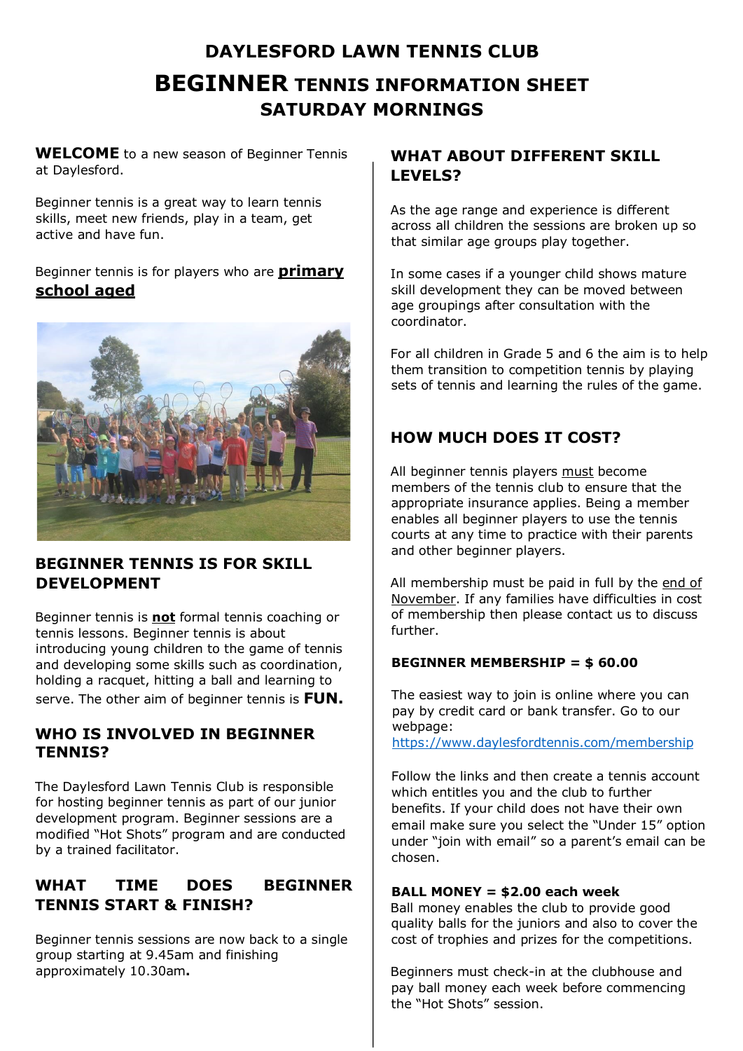# DAYLESFORD LAWN TENNIS CLUB

# BEGINNER TENNIS INFORMATION SHEET

## SATURDAY MORNINGS

**WELCOME** to a new season of Beginner Tennis at Daylesford.

Beginner tennis is a great way to learn tennis skills, meet new friends, play in a team, get active and have fun.

Beginner tennis is for players who are **primary school aged**

## BEGINNER TENNIS IS FOR SKILL DEVELOPMENT

Beginner tennis is **not** formal tennis coaching or tennis lessons. Beginner tennis is about introducing young children to the game of tennis and developing some skills such as coordination, holding a racquet, hitting a ball and learning to serve. The other aim of beginner tennis is **FUN.**

## WHO IS INVOLVED IN BEGINNER TENNIS?

The Daylesford Lawn Tennis Club is responsible for hosting beginner tennis as part of our junior development program. Beginner sessions are a modified "Hot Shots" program and are conducted by a trained facilitator.

## WHAT TIME DOES BEGINNER TENNIS START & FINISH?

Beginner tennis sessions are now back to a single group starting at 9.45am and finishing approximately 10.30am**.**

## WHAT ABOUT DIFFERENT SKILL LEVELS?

As the age range and experience is different across all children the sessions are broken up so that similar age groups play together.

In some cases if a younger child shows mature skill development they can be moved between age groupings after consultation with the coordinator.

For all children in Grade 5 and 6 the aim is to help them transition to competition tennis by playing sets of tennis and learning the rules of the game.

## HOW MUCH DOES IT COST?

All beginner tennis players must become members of the tennis club to ensure that the appropriate insurance applies. Being a member enables all beginner players to use the tennis courts at any time to practice with their parents and other beginner players.

All membership must be paid in full by the end of November. If any families have difficulties in cost of membership then please contact us to discuss further.

**BEGINNER MEMBERSHIP = $ 60.00**

The easiest way to join is online where you can pay by credit card or bank transfer. Go to our webpage: https://www.daylesfordtennis.com/membership

Follow the links and then create a tennis account which entitles you and the club to further benefits. If your child does not have their own email make sure you select the "Under 15" option under "join with email" so a parent's email can be chosen.

**BALL MONEY = $2.00 each week**

Ball money enables the club to provide good quality balls for the juniors and also to cover the cost of trophies and prizes for the competitions.

Beginners must check-in at the clubhouse and pay ball money each week before commencing the "Hot Shots" session.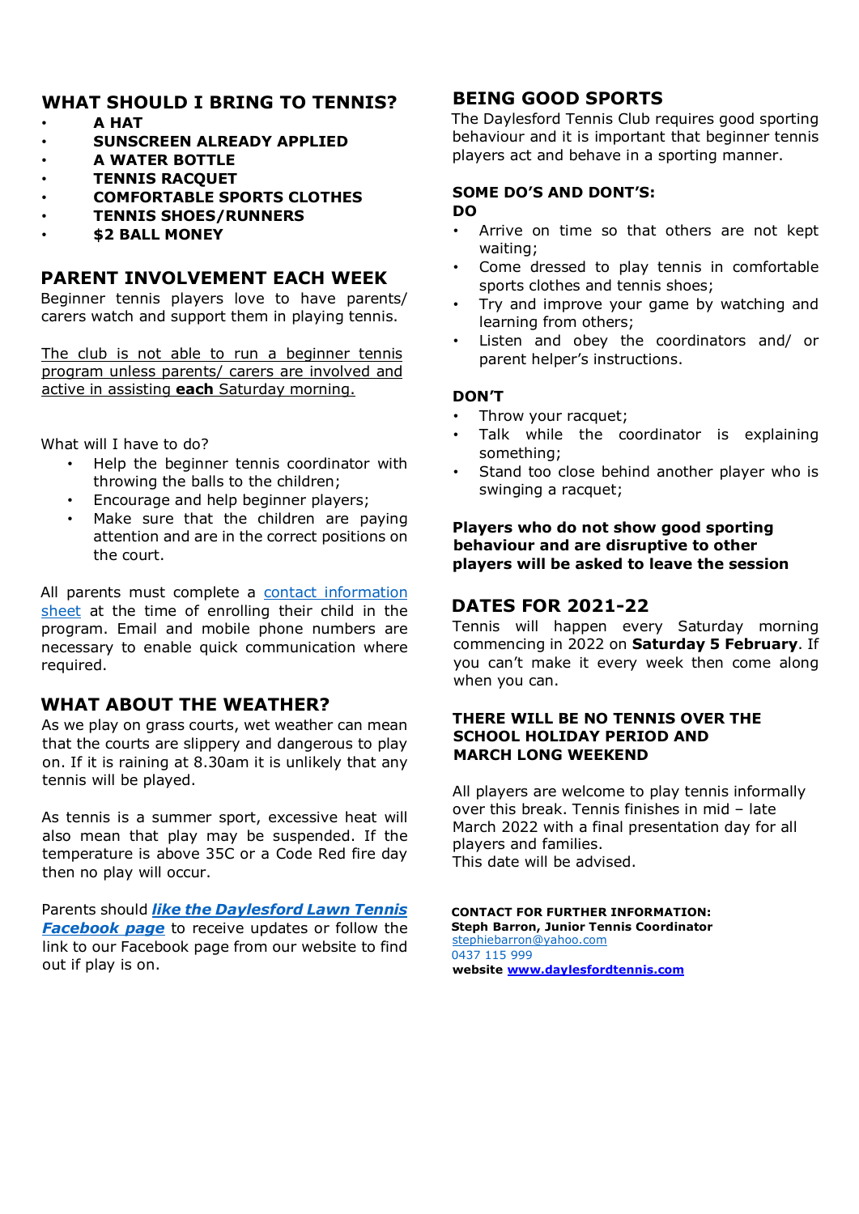## WHAT SHOULD I BRING TO TENNIS?

- **A HAT**
- **SUNSCREEN ALREADY APPLIED**
- **A WATER BOTTLE**
- **TENNIS RACQUET**
- **COMFORTABLE SPORTS CLOTHES**
- **TENNIS SHOES/RUNNERS**
- **$2 BALL MONEY**

## PARENT INVOLVEMENT EACH WEEK

Beginner tennis players love to have parents/ carers watch and support them in playing tennis.

<u>The club is not able to run a beginner tennis program unless parents/ carers are involved and active in assisting **each** Saturday morning.</u>

What will I have to do?

- Help the beginner tennis coordinator with throwing the balls to the children;
- Encourage and help beginner players;
- Make sure that the children are paying attention and are in the correct positions on the court.

All parents must complete a contact information sheet at the time of enrolling their child in the program. Email and mobile phone numbers are necessary to enable quick communication where required.

## WHAT ABOUT THE WEATHER?

As we play on grass courts, wet weather can mean that the courts are slippery and dangerous to play on. If it is raining at 8.30am it is unlikely that any tennis will be played.

As tennis is a summer sport, excessive heat will also mean that play may be suspended. If the temperature is above 35C or a Code Red fire day then no play will occur.

Parents should ***like the Daylesford Lawn Tennis Facebook page*** to receive updates or follow the link to our Facebook page from our website to find out if play is on.

## BEING GOOD SPORTS

The Daylesford Tennis Club requires good sporting behaviour and it is important that beginner tennis players act and behave in a sporting manner.

### SOME DO'S AND DONT'S:

**DO**

- Arrive on time so that others are not kept waiting;
- Come dressed to play tennis in comfortable sports clothes and tennis shoes;
- Try and improve your game by watching and learning from others;
- Listen and obey the coordinators and/ or parent helper's instructions.

**DON'T**

- Throw your racquet;
- Talk while the coordinator is explaining something;
- Stand too close behind another player who is swinging a racquet;

**Players who do not show good sporting behaviour and are disruptive to other players will be asked to leave the session**

## DATES FOR 2021-22

Tennis will happen every Saturday morning commencing in 2022 on **Saturday 5 February**. If you can't make it every week then come along when you can.

**THERE WILL BE NO TENNIS OVER THE SCHOOL HOLIDAY PERIOD AND MARCH LONG WEEKEND**

All players are welcome to play tennis informally over this break. Tennis finishes in mid – late March 2022 with a final presentation day for all players and families.
This date will be advised.

**CONTACT FOR FURTHER INFORMATION:**
**Steph Barron, Junior Tennis Coordinator**
stephiebarron@yahoo.com
0437 115 999
**website www.daylesfordtennis.com**